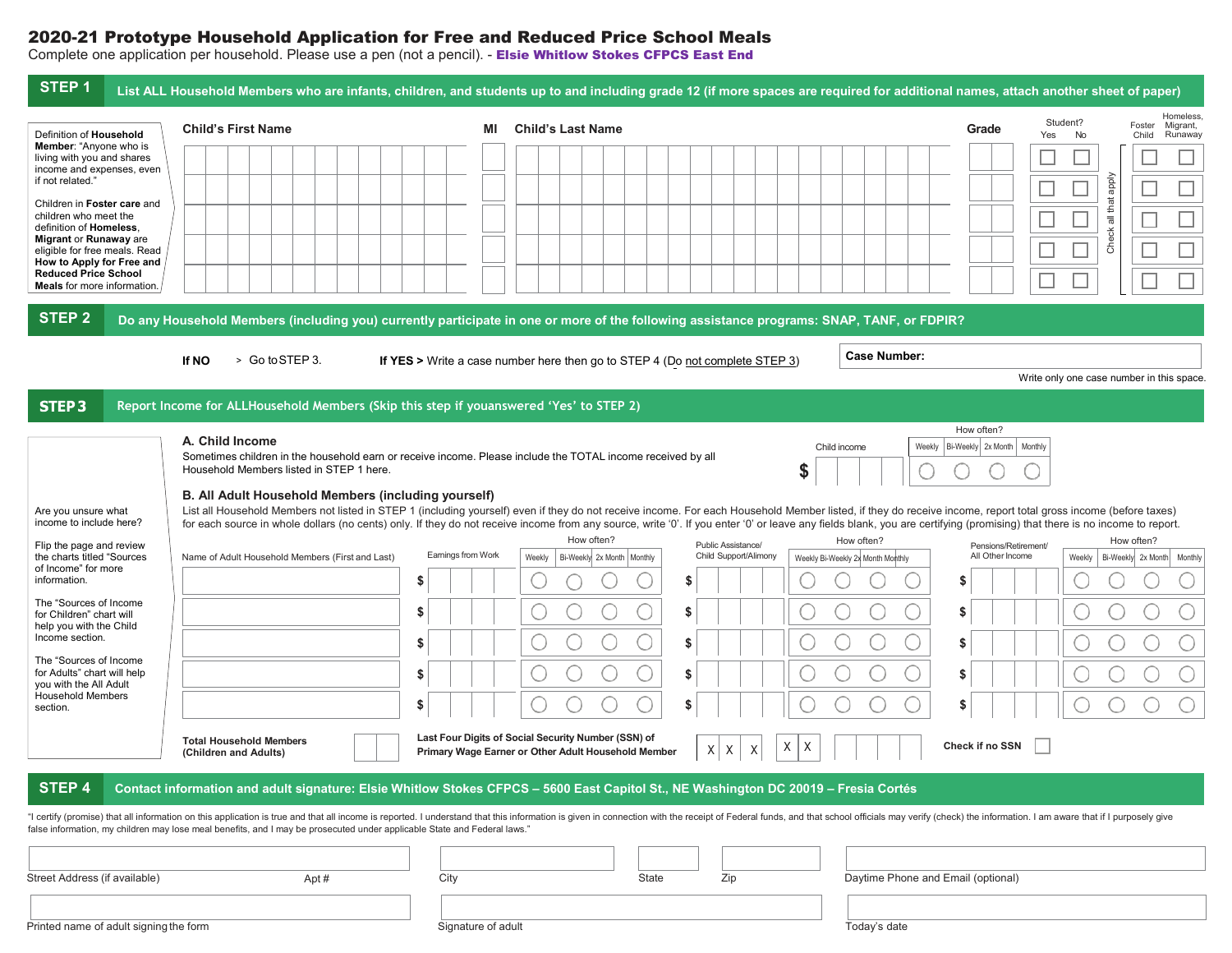# 2020-21 Prototype Household Application for Free and Reduced Price School Meals

Complete one application per household. Please use a pen (not a pencil). - **Elsie Whitlow Stokes CFPCS East End**

## STEP 1 List ALL Household Members who are infants, children, and students up to and including grade 12 (if more spaces are required for additional names, attach another sheet of paper)

Definition of **Household Member**: "Anyone who is living with you and shares income and expenses, even if not related."

Children in **Foster care** and children who meet the definition of **Homeless, Migrant** or **Runaway** are eligible for free meals. Read **How to Apply for Free and Reduced Price School Meals** for more information.

| Child's First Name | MI | Child's Last Name | Grade | Student? Yes | Student? No | Foster Child | Homeless, Migrant, Runaway |
|---|---|---|---|---|---|---|---|
| | | | | ☐ | ☐ | ☐ | ☐ |
| | | | | ☐ | ☐ | ☐ | ☐ |
| | | | | ☐ | ☐ | ☐ | ☐ |
| | | | | ☐ | ☐ | ☐ | ☐ |
| | | | | ☐ | ☐ | ☐ | ☐ |

Check all that apply

## STEP 2 Do any Household Members (including you) currently participate in one or more of the following assistance programs: SNAP, TANF, or FDPIR?

**If NO** > Go to STEP 3. **If YES >** Write a case number here then go to STEP 4 (Do not complete STEP 3)

**Case Number:** ____________

Write only one case number in this space.

## STEP 3 Report Income for ALL Household Members (Skip this step if you answered 'Yes' to STEP 2)

Are you unsure what income to include here?

Flip the page and review the charts titled "Sources of Income" for more information.

The "Sources of Income for Children" chart will help you with the Child Income section.

The "Sources of Income for Adults" chart will help you with the All Adult Household Members section.

### A. Child Income

Sometimes children in the household earn or receive income. Please include the TOTAL income received by all Household Members listed in STEP 1 here.

| Child income | How often? Weekly | Bi-Weekly | 2x Month | Monthly |
|---|---|---|---|---|
| $ | ○ | ○ | ○ | ○ |

### B. All Adult Household Members (including yourself)

List all Household Members not listed in STEP 1 (including yourself) even if they do not receive income. For each Household Member listed, if they do receive income, report total gross income (before taxes) for each source in whole dollars (no cents) only. If they do not receive income from any source, write '0'. If you enter '0' or leave any fields blank, you are certifying (promising) that there is no income to report.

| Name of Adult Household Members (First and Last) | Earnings from Work | How often? Weekly | Bi-Weekly | 2x Month | Monthly | Public Assistance/ Child Support/Alimony | How often? Weekly | Bi-Weekly | 2x Month | Monthly | Pensions/Retirement/ All Other Income | How often? Weekly | Bi-Weekly | 2x Month | Monthly |
|---|---|---|---|---|---|---|---|---|---|---|---|---|---|---|---|
| | $ | ○ | ○ | ○ | ○ | $ | ○ | ○ | ○ | ○ | $ | ○ | ○ | ○ | ○ |
| | $ | ○ | ○ | ○ | ○ | $ | ○ | ○ | ○ | ○ | $ | ○ | ○ | ○ | ○ |
| | $ | ○ | ○ | ○ | ○ | $ | ○ | ○ | ○ | ○ | $ | ○ | ○ | ○ | ○ |
| | $ | ○ | ○ | ○ | ○ | $ | ○ | ○ | ○ | ○ | $ | ○ | ○ | ○ | ○ |
| | $ | ○ | ○ | ○ | ○ | $ | ○ | ○ | ○ | ○ | $ | ○ | ○ | ○ | ○ |

**Total Household Members (Children and Adults)** ____

**Last Four Digits of Social Security Number (SSN) of Primary Wage Earner or Other Adult Household Member** X X X - X X - ____

**Check if no SSN** ☐

## STEP 4 Contact information and adult signature: Elsie Whitlow Stokes CFPCS – 5600 East Capitol St., NE Washington DC 20019 – Fresia Cortés

"I certify (promise) that all information on this application is true and that all income is reported. I understand that this information is given in connection with the receipt of Federal funds, and that school officials may verify (check) the information. I am aware that if I purposely give false information, my children may lose meal benefits, and I may be prosecuted under applicable State and Federal laws."

| Street Address (if available) | Apt # | City | State | Zip | Daytime Phone and Email (optional) |
|---|---|---|---|---|---|
| | | | | | |

| Printed name of adult signing the form | Signature of adult | Today's date |
|---|---|---|
| | | |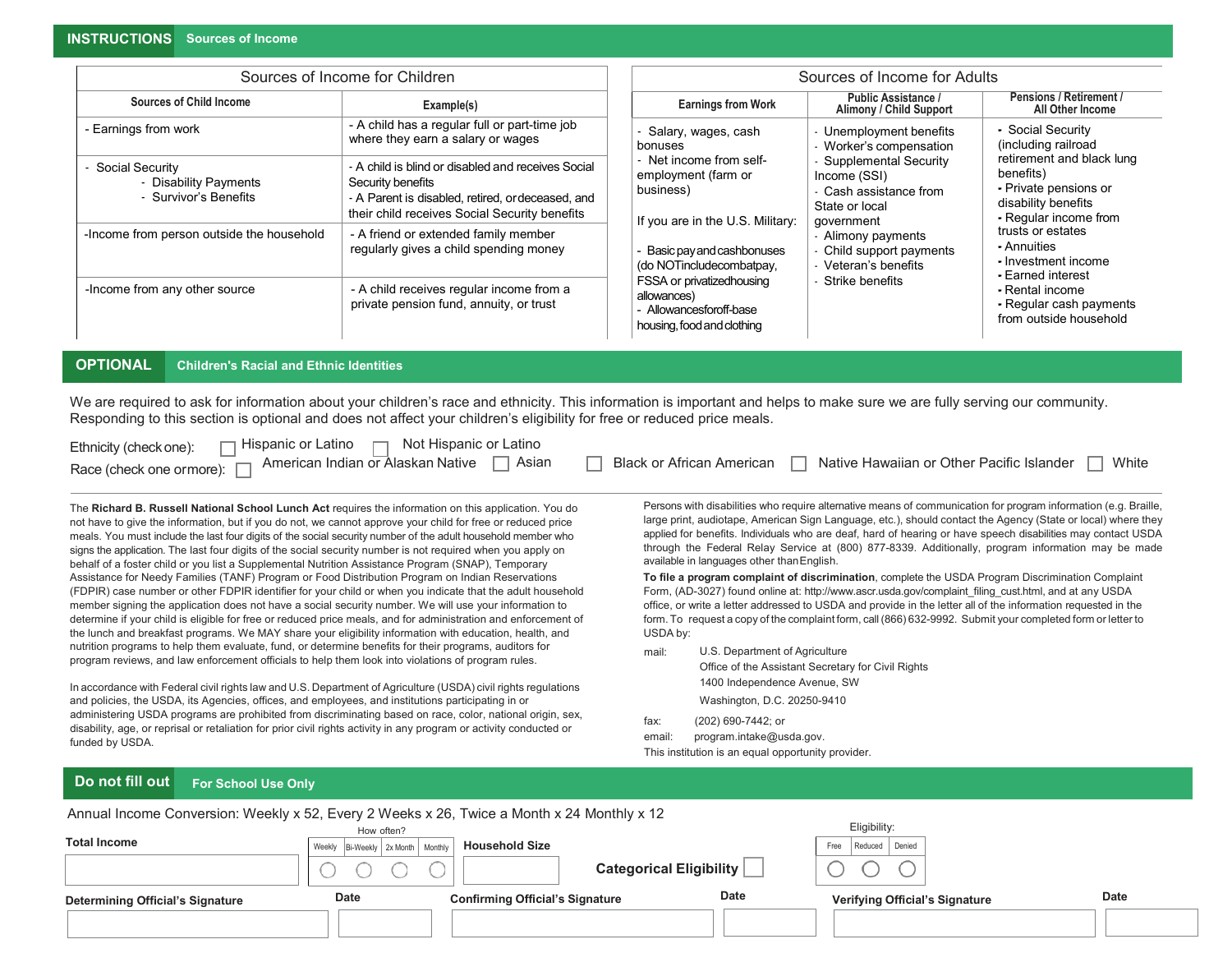## INSTRUCTIONS Sources of Income

### Sources of Income for Children

| Sources of Child Income | Example(s) |
|---|---|
| - Earnings from work | - A child has a regular full or part-time job where they earn a salary or wages |
| - Social Security<br>- Disability Payments<br>- Survivor's Benefits | - A child is blind or disabled and receives Social Security benefits<br>- A Parent is disabled, retired, or deceased, and their child receives Social Security benefits |
| -Income from person outside the household | - A friend or extended family member regularly gives a child spending money |
| -Income from any other source | - A child receives regular income from a private pension fund, annuity, or trust |

### Sources of Income for Adults

| Earnings from Work | Public Assistance / Alimony / Child Support | Pensions / Retirement / All Other Income |
|---|---|---|
| - Salary, wages, cash bonuses<br>- Net income from self-employment (farm or business)<br><br>If you are in the U.S. Military:<br><br>- Basic pay and cash bonuses (do NOT include combat pay, FSSA or privatized housing allowances)<br>- Allowances for off-base housing, food and clothing | - Unemployment benefits<br>- Worker's compensation<br>- Supplemental Security Income (SSI)<br>- Cash assistance from State or local government<br>- Alimony payments<br>- Child support payments<br>- Veteran's benefits<br>- Strike benefits | - Social Security (including railroad retirement and black lung benefits)<br>- Private pensions or disability benefits<br>- Regular income from trusts or estates<br>- Annuities<br>- Investment income<br>- Earned interest<br>- Rental income<br>- Regular cash payments from outside household |

## OPTIONAL Children's Racial and Ethnic Identities

We are required to ask for information about your children's race and ethnicity. This information is important and helps to make sure we are fully serving our community. Responding to this section is optional and does not affect your children's eligibility for free or reduced price meals.

Ethnicity (check one): ☐ Hispanic or Latino ☐ Not Hispanic or Latino

Race (check one or more): ☐ American Indian or Alaskan Native ☐ Asian ☐ Black or African American ☐ Native Hawaiian or Other Pacific Islander ☐ White

The **Richard B. Russell National School Lunch Act** requires the information on this application. You do not have to give the information, but if you do not, we cannot approve your child for free or reduced price meals. You must include the last four digits of the social security number of the adult household member who signs the application. The last four digits of the social security number is not required when you apply on behalf of a foster child or you list a Supplemental Nutrition Assistance Program (SNAP), Temporary Assistance for Needy Families (TANF) Program or Food Distribution Program on Indian Reservations (FDPIR) case number or other FDPIR identifier for your child or when you indicate that the adult household member signing the application does not have a social security number. We will use your information to determine if your child is eligible for free or reduced price meals, and for administration and enforcement of the lunch and breakfast programs. We MAY share your eligibility information with education, health, and nutrition programs to help them evaluate, fund, or determine benefits for their programs, auditors for program reviews, and law enforcement officials to help them look into violations of program rules.

In accordance with Federal civil rights law and U.S. Department of Agriculture (USDA) civil rights regulations and policies, the USDA, its Agencies, offices, and employees, and institutions participating in or administering USDA programs are prohibited from discriminating based on race, color, national origin, sex, disability, age, or reprisal or retaliation for prior civil rights activity in any program or activity conducted or funded by USDA.

Persons with disabilities who require alternative means of communication for program information (e.g. Braille, large print, audiotape, American Sign Language, etc.), should contact the Agency (State or local) where they applied for benefits. Individuals who are deaf, hard of hearing or have speech disabilities may contact USDA through the Federal Relay Service at (800) 877-8339. Additionally, program information may be made available in languages other than English.

**To file a program complaint of discrimination**, complete the USDA Program Discrimination Complaint Form, (AD-3027) found online at: http://www.ascr.usda.gov/complaint_filing_cust.html, and at any USDA office, or write a letter addressed to USDA and provide in the letter all of the information requested in the form. To request a copy of the complaint form, call (866) 632-9992. Submit your completed form or letter to USDA by:

mail: U.S. Department of Agriculture
Office of the Assistant Secretary for Civil Rights
1400 Independence Avenue, SW
Washington, D.C. 20250-9410

fax: (202) 690-7442; or

email: program.intake@usda.gov.

This institution is an equal opportunity provider.

## Do not fill out For School Use Only

Annual Income Conversion: Weekly x 52, Every 2 Weeks x 26, Twice a Month x 24 Monthly x 12

**Total Income** ______

How often? ◯ Weekly ◯ Bi-Weekly ◯ 2x Month ◯ Monthly

**Household Size** ______

**Categorical Eligibility** ☐

Eligibility: ◯ Free ◯ Reduced ◯ Denied

**Determining Official's Signature** ______ **Date** ______

**Confirming Official's Signature** ______ **Date** ______

**Verifying Official's Signature** ______ **Date** ______